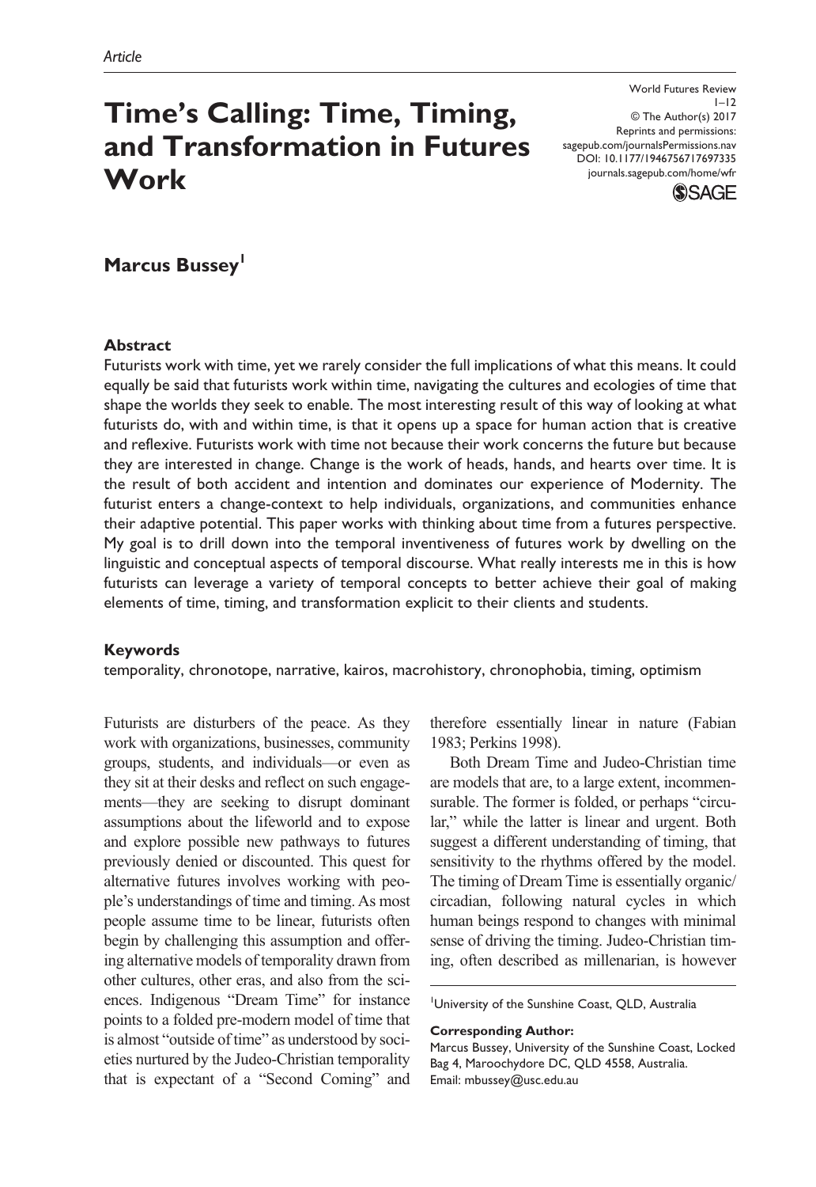Article

# Time's Calling: Time, Timing, and Transformation in Futures Work

World Futures Review
© The Author(s) 2017
Reprints and permissions: sagepub.com/journalsPermissions.nav
DOI: 10.1177/1946756717697335
journals.sagepub.com/home/wfr

**Marcus Bussey**[1]

### Abstract

Futurists work with time, yet we rarely consider the full implications of what this means. It could equally be said that futurists work within time, navigating the cultures and ecologies of time that shape the worlds they seek to enable. The most interesting result of this way of looking at what futurists do, with and within time, is that it opens up a space for human action that is creative and reflexive. Futurists work with time not because their work concerns the future but because they are interested in change. Change is the work of heads, hands, and hearts over time. It is the result of both accident and intention and dominates our experience of Modernity. The futurist enters a change-context to help individuals, organizations, and communities enhance their adaptive potential. This paper works with thinking about time from a futures perspective. My goal is to drill down into the temporal inventiveness of futures work by dwelling on the linguistic and conceptual aspects of temporal discourse. What really interests me in this is how futurists can leverage a variety of temporal concepts to better achieve their goal of making elements of time, timing, and transformation explicit to their clients and students.

### Keywords

temporality, chronotope, narrative, kairos, macrohistory, chronophobia, timing, optimism

Futurists are disturbers of the peace. As they work with organizations, businesses, community groups, students, and individuals—or even as they sit at their desks and reflect on such engagements—they are seeking to disrupt dominant assumptions about the lifeworld and to expose and explore possible new pathways to futures previously denied or discounted. This quest for alternative futures involves working with people's understandings of time and timing. As most people assume time to be linear, futurists often begin by challenging this assumption and offering alternative models of temporality drawn from other cultures, other eras, and also from the sciences. Indigenous "Dream Time" for instance points to a folded pre-modern model of time that is almost "outside of time" as understood by societies nurtured by the Judeo-Christian temporality that is expectant of a "Second Coming" and therefore essentially linear in nature (Fabian 1983; Perkins 1998).

Both Dream Time and Judeo-Christian time are models that are, to a large extent, incommensurable. The former is folded, or perhaps "circular," while the latter is linear and urgent. Both suggest a different understanding of timing, that sensitivity to the rhythms offered by the model. The timing of Dream Time is essentially organic/circadian, following natural cycles in which human beings respond to changes with minimal sense of driving the timing. Judeo-Christian timing, often described as millenarian, is however

[1]University of the Sunshine Coast, QLD, Australia

**Corresponding Author:**
Marcus Bussey, University of the Sunshine Coast, Locked Bag 4, Maroochydore DC, QLD 4558, Australia.
Email: mbussey@usc.edu.au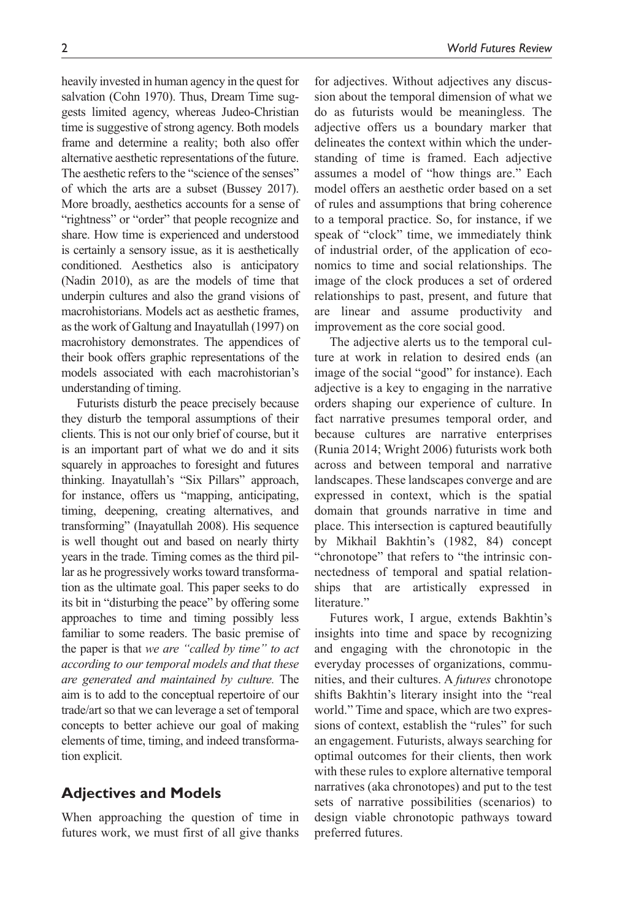heavily invested in human agency in the quest for salvation (Cohn 1970). Thus, Dream Time suggests limited agency, whereas Judeo-Christian time is suggestive of strong agency. Both models frame and determine a reality; both also offer alternative aesthetic representations of the future. The aesthetic refers to the "science of the senses" of which the arts are a subset (Bussey 2017). More broadly, aesthetics accounts for a sense of "rightness" or "order" that people recognize and share. How time is experienced and understood is certainly a sensory issue, as it is aesthetically conditioned. Aesthetics also is anticipatory (Nadin 2010), as are the models of time that underpin cultures and also the grand visions of macrohistorians. Models act as aesthetic frames, as the work of Galtung and Inayatullah (1997) on macrohistory demonstrates. The appendices of their book offers graphic representations of the models associated with each macrohistorian's understanding of timing.

Futurists disturb the peace precisely because they disturb the temporal assumptions of their clients. This is not our only brief of course, but it is an important part of what we do and it sits squarely in approaches to foresight and futures thinking. Inayatullah's "Six Pillars" approach, for instance, offers us "mapping, anticipating, timing, deepening, creating alternatives, and transforming" (Inayatullah 2008). His sequence is well thought out and based on nearly thirty years in the trade. Timing comes as the third pillar as he progressively works toward transformation as the ultimate goal. This paper seeks to do its bit in "disturbing the peace" by offering some approaches to time and timing possibly less familiar to some readers. The basic premise of the paper is that *we are "called by time" to act according to our temporal models and that these are generated and maintained by culture.* The aim is to add to the conceptual repertoire of our trade/art so that we can leverage a set of temporal concepts to better achieve our goal of making elements of time, timing, and indeed transformation explicit.

## Adjectives and Models

When approaching the question of time in futures work, we must first of all give thanks for adjectives. Without adjectives any discussion about the temporal dimension of what we do as futurists would be meaningless. The adjective offers us a boundary marker that delineates the context within which the understanding of time is framed. Each adjective assumes a model of "how things are." Each model offers an aesthetic order based on a set of rules and assumptions that bring coherence to a temporal practice. So, for instance, if we speak of "clock" time, we immediately think of industrial order, of the application of economics to time and social relationships. The image of the clock produces a set of ordered relationships to past, present, and future that are linear and assume productivity and improvement as the core social good.

The adjective alerts us to the temporal culture at work in relation to desired ends (an image of the social "good" for instance). Each adjective is a key to engaging in the narrative orders shaping our experience of culture. In fact narrative presumes temporal order, and because cultures are narrative enterprises (Runia 2014; Wright 2006) futurists work both across and between temporal and narrative landscapes. These landscapes converge and are expressed in context, which is the spatial domain that grounds narrative in time and place. This intersection is captured beautifully by Mikhail Bakhtin's (1982, 84) concept "chronotope" that refers to "the intrinsic connectedness of temporal and spatial relationships that are artistically expressed in literature."

Futures work, I argue, extends Bakhtin's insights into time and space by recognizing and engaging with the chronotopic in the everyday processes of organizations, communities, and their cultures. A *futures* chronotope shifts Bakhtin's literary insight into the "real world." Time and space, which are two expressions of context, establish the "rules" for such an engagement. Futurists, always searching for optimal outcomes for their clients, then work with these rules to explore alternative temporal narratives (aka chronotopes) and put to the test sets of narrative possibilities (scenarios) to design viable chronotopic pathways toward preferred futures.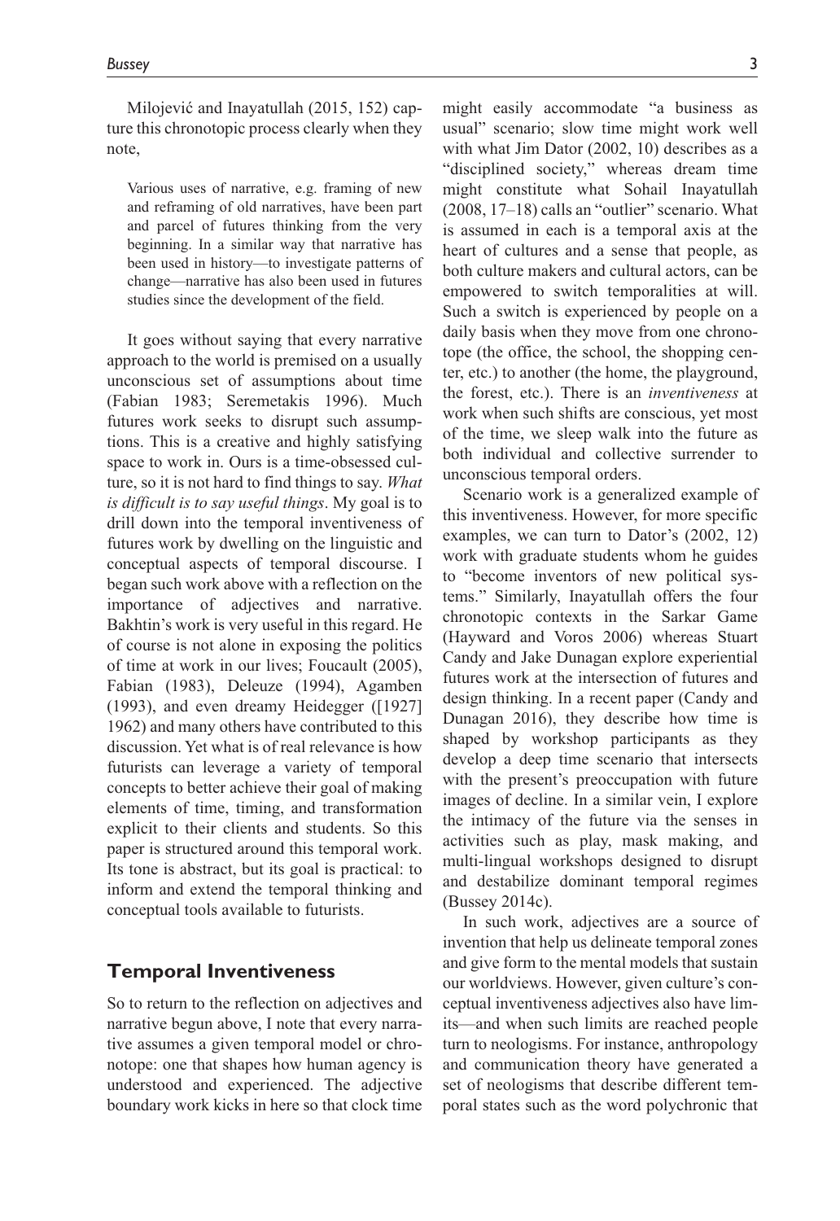Milojević and Inayatullah (2015, 152) capture this chronotopic process clearly when they note,

> Various uses of narrative, e.g. framing of new and reframing of old narratives, have been part and parcel of futures thinking from the very beginning. In a similar way that narrative has been used in history—to investigate patterns of change—narrative has also been used in futures studies since the development of the field.

It goes without saying that every narrative approach to the world is premised on a usually unconscious set of assumptions about time (Fabian 1983; Seremetakis 1996). Much futures work seeks to disrupt such assumptions. This is a creative and highly satisfying space to work in. Ours is a time-obsessed culture, so it is not hard to find things to say. *What is difficult is to say useful things*. My goal is to drill down into the temporal inventiveness of futures work by dwelling on the linguistic and conceptual aspects of temporal discourse. I began such work above with a reflection on the importance of adjectives and narrative. Bakhtin's work is very useful in this regard. He of course is not alone in exposing the politics of time at work in our lives; Foucault (2005), Fabian (1983), Deleuze (1994), Agamben (1993), and even dreamy Heidegger ([1927] 1962) and many others have contributed to this discussion. Yet what is of real relevance is how futurists can leverage a variety of temporal concepts to better achieve their goal of making elements of time, timing, and transformation explicit to their clients and students. So this paper is structured around this temporal work. Its tone is abstract, but its goal is practical: to inform and extend the temporal thinking and conceptual tools available to futurists.

## Temporal Inventiveness

So to return to the reflection on adjectives and narrative begun above, I note that every narrative assumes a given temporal model or chronotope: one that shapes how human agency is understood and experienced. The adjective boundary work kicks in here so that clock time might easily accommodate "a business as usual" scenario; slow time might work well with what Jim Dator (2002, 10) describes as a "disciplined society," whereas dream time might constitute what Sohail Inayatullah (2008, 17–18) calls an "outlier" scenario. What is assumed in each is a temporal axis at the heart of cultures and a sense that people, as both culture makers and cultural actors, can be empowered to switch temporalities at will. Such a switch is experienced by people on a daily basis when they move from one chronotope (the office, the school, the shopping center, etc.) to another (the home, the playground, the forest, etc.). There is an *inventiveness* at work when such shifts are conscious, yet most of the time, we sleep walk into the future as both individual and collective surrender to unconscious temporal orders.

Scenario work is a generalized example of this inventiveness. However, for more specific examples, we can turn to Dator's (2002, 12) work with graduate students whom he guides to "become inventors of new political systems." Similarly, Inayatullah offers the four chronotopic contexts in the Sarkar Game (Hayward and Voros 2006) whereas Stuart Candy and Jake Dunagan explore experiential futures work at the intersection of futures and design thinking. In a recent paper (Candy and Dunagan 2016), they describe how time is shaped by workshop participants as they develop a deep time scenario that intersects with the present's preoccupation with future images of decline. In a similar vein, I explore the intimacy of the future via the senses in activities such as play, mask making, and multi-lingual workshops designed to disrupt and destabilize dominant temporal regimes (Bussey 2014c).

In such work, adjectives are a source of invention that help us delineate temporal zones and give form to the mental models that sustain our worldviews. However, given culture's conceptual inventiveness adjectives also have limits—and when such limits are reached people turn to neologisms. For instance, anthropology and communication theory have generated a set of neologisms that describe different temporal states such as the word polychronic that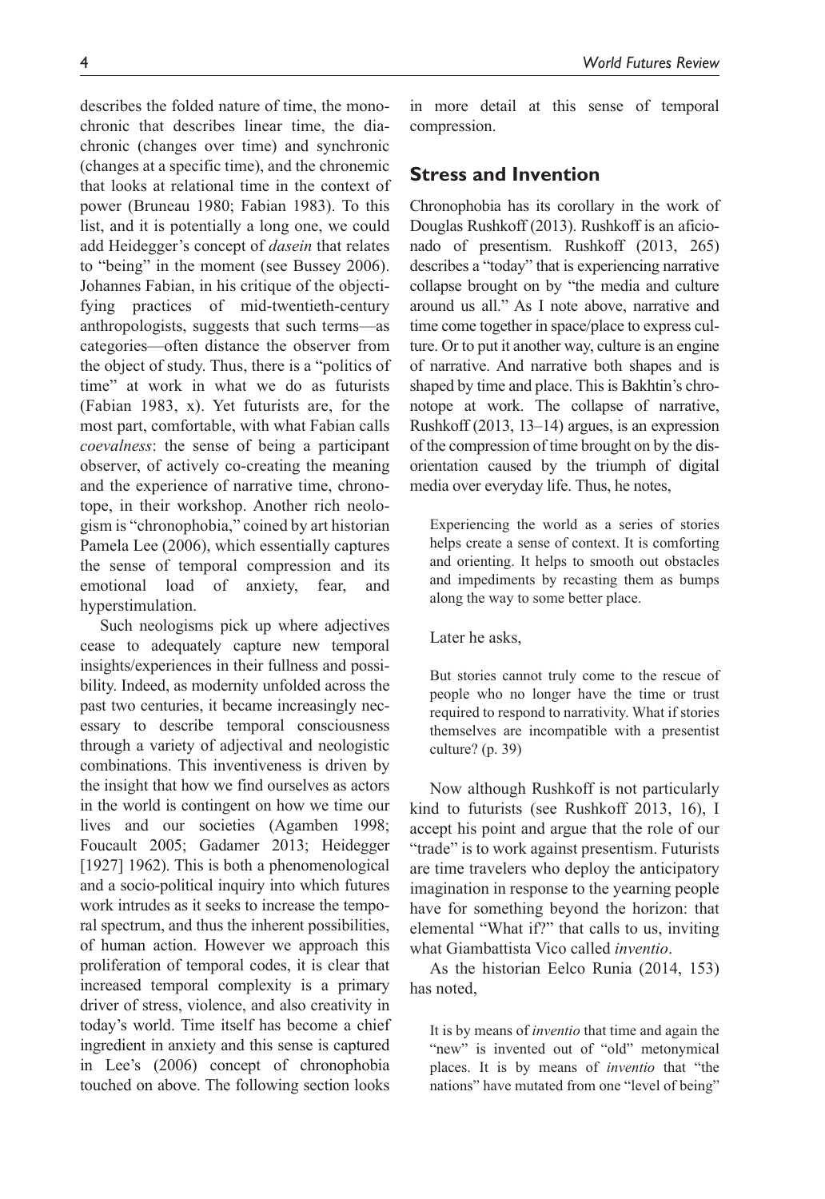describes the folded nature of time, the monochronic that describes linear time, the diachronic (changes over time) and synchronic (changes at a specific time), and the chronemic that looks at relational time in the context of power (Bruneau 1980; Fabian 1983). To this list, and it is potentially a long one, we could add Heidegger's concept of *dasein* that relates to "being" in the moment (see Bussey 2006). Johannes Fabian, in his critique of the objectifying practices of mid-twentieth-century anthropologists, suggests that such terms—as categories—often distance the observer from the object of study. Thus, there is a "politics of time" at work in what we do as futurists (Fabian 1983, x). Yet futurists are, for the most part, comfortable, with what Fabian calls *coevalness*: the sense of being a participant observer, of actively co-creating the meaning and the experience of narrative time, chronotope, in their workshop. Another rich neologism is "chronophobia," coined by art historian Pamela Lee (2006), which essentially captures the sense of temporal compression and its emotional load of anxiety, fear, and hyperstimulation.

Such neologisms pick up where adjectives cease to adequately capture new temporal insights/experiences in their fullness and possibility. Indeed, as modernity unfolded across the past two centuries, it became increasingly necessary to describe temporal consciousness through a variety of adjectival and neologistic combinations. This inventiveness is driven by the insight that how we find ourselves as actors in the world is contingent on how we time our lives and our societies (Agamben 1998; Foucault 2005; Gadamer 2013; Heidegger [1927] 1962). This is both a phenomenological and a socio-political inquiry into which futures work intrudes as it seeks to increase the temporal spectrum, and thus the inherent possibilities, of human action. However we approach this proliferation of temporal codes, it is clear that increased temporal complexity is a primary driver of stress, violence, and also creativity in today's world. Time itself has become a chief ingredient in anxiety and this sense is captured in Lee's (2006) concept of chronophobia touched on above. The following section looks in more detail at this sense of temporal compression.

## Stress and Invention

Chronophobia has its corollary in the work of Douglas Rushkoff (2013). Rushkoff is an aficionado of presentism. Rushkoff (2013, 265) describes a "today" that is experiencing narrative collapse brought on by "the media and culture around us all." As I note above, narrative and time come together in space/place to express culture. Or to put it another way, culture is an engine of narrative. And narrative both shapes and is shaped by time and place. This is Bakhtin's chronotope at work. The collapse of narrative, Rushkoff (2013, 13–14) argues, is an expression of the compression of time brought on by the disorientation caused by the triumph of digital media over everyday life. Thus, he notes,

> Experiencing the world as a series of stories helps create a sense of context. It is comforting and orienting. It helps to smooth out obstacles and impediments by recasting them as bumps along the way to some better place.

Later he asks,

> But stories cannot truly come to the rescue of people who no longer have the time or trust required to respond to narrativity. What if stories themselves are incompatible with a presentist culture? (p. 39)

Now although Rushkoff is not particularly kind to futurists (see Rushkoff 2013, 16), I accept his point and argue that the role of our "trade" is to work against presentism. Futurists are time travelers who deploy the anticipatory imagination in response to the yearning people have for something beyond the horizon: that elemental "What if?" that calls to us, inviting what Giambattista Vico called *inventio*.

As the historian Eelco Runia (2014, 153) has noted,

> It is by means of *inventio* that time and again the "new" is invented out of "old" metonymical places. It is by means of *inventio* that "the nations" have mutated from one "level of being"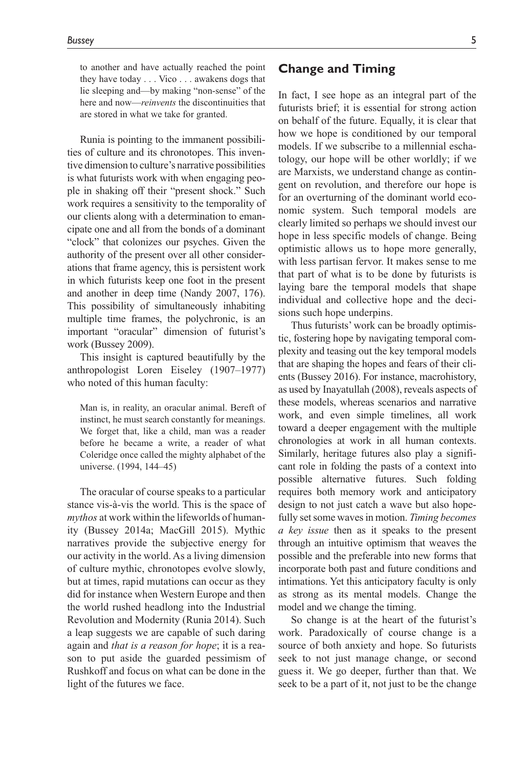> to another and have actually reached the point they have today . . . Vico . . . awakens dogs that lie sleeping and—by making "non-sense" of the here and now—*reinvents* the discontinuities that are stored in what we take for granted.

Runia is pointing to the immanent possibilities of culture and its chronotopes. This inventive dimension to culture's narrative possibilities is what futurists work with when engaging people in shaking off their "present shock." Such work requires a sensitivity to the temporality of our clients along with a determination to emancipate one and all from the bonds of a dominant "clock" that colonizes our psyches. Given the authority of the present over all other considerations that frame agency, this is persistent work in which futurists keep one foot in the present and another in deep time (Nandy 2007, 176). This possibility of simultaneously inhabiting multiple time frames, the polychronic, is an important "oracular" dimension of futurist's work (Bussey 2009).

This insight is captured beautifully by the anthropologist Loren Eiseley (1907–1977) who noted of this human faculty:

> Man is, in reality, an oracular animal. Bereft of instinct, he must search constantly for meanings. We forget that, like a child, man was a reader before he became a write, a reader of what Coleridge once called the mighty alphabet of the universe. (1994, 144–45)

The oracular of course speaks to a particular stance vis-à-vis the world. This is the space of *mythos* at work within the lifeworlds of humanity (Bussey 2014a; MacGill 2015). Mythic narratives provide the subjective energy for our activity in the world. As a living dimension of culture mythic, chronotopes evolve slowly, but at times, rapid mutations can occur as they did for instance when Western Europe and then the world rushed headlong into the Industrial Revolution and Modernity (Runia 2014). Such a leap suggests we are capable of such daring again and *that is a reason for hope*; it is a reason to put aside the guarded pessimism of Rushkoff and focus on what can be done in the light of the futures we face.

## Change and Timing

In fact, I see hope as an integral part of the futurists brief; it is essential for strong action on behalf of the future. Equally, it is clear that how we hope is conditioned by our temporal models. If we subscribe to a millennial eschatology, our hope will be other worldly; if we are Marxists, we understand change as contingent on revolution, and therefore our hope is for an overturning of the dominant world economic system. Such temporal models are clearly limited so perhaps we should invest our hope in less specific models of change. Being optimistic allows us to hope more generally, with less partisan fervor. It makes sense to me that part of what is to be done by futurists is laying bare the temporal models that shape individual and collective hope and the decisions such hope underpins.

Thus futurists' work can be broadly optimistic, fostering hope by navigating temporal complexity and teasing out the key temporal models that are shaping the hopes and fears of their clients (Bussey 2016). For instance, macrohistory, as used by Inayatullah (2008), reveals aspects of these models, whereas scenarios and narrative work, and even simple timelines, all work toward a deeper engagement with the multiple chronologies at work in all human contexts. Similarly, heritage futures also play a significant role in folding the pasts of a context into possible alternative futures. Such folding requires both memory work and anticipatory design to not just catch a wave but also hopefully set some waves in motion. *Timing becomes a key issue* then as it speaks to the present through an intuitive optimism that weaves the possible and the preferable into new forms that incorporate both past and future conditions and intimations. Yet this anticipatory faculty is only as strong as its mental models. Change the model and we change the timing.

So change is at the heart of the futurist's work. Paradoxically of course change is a source of both anxiety and hope. So futurists seek to not just manage change, or second guess it. We go deeper, further than that. We seek to be a part of it, not just to be the change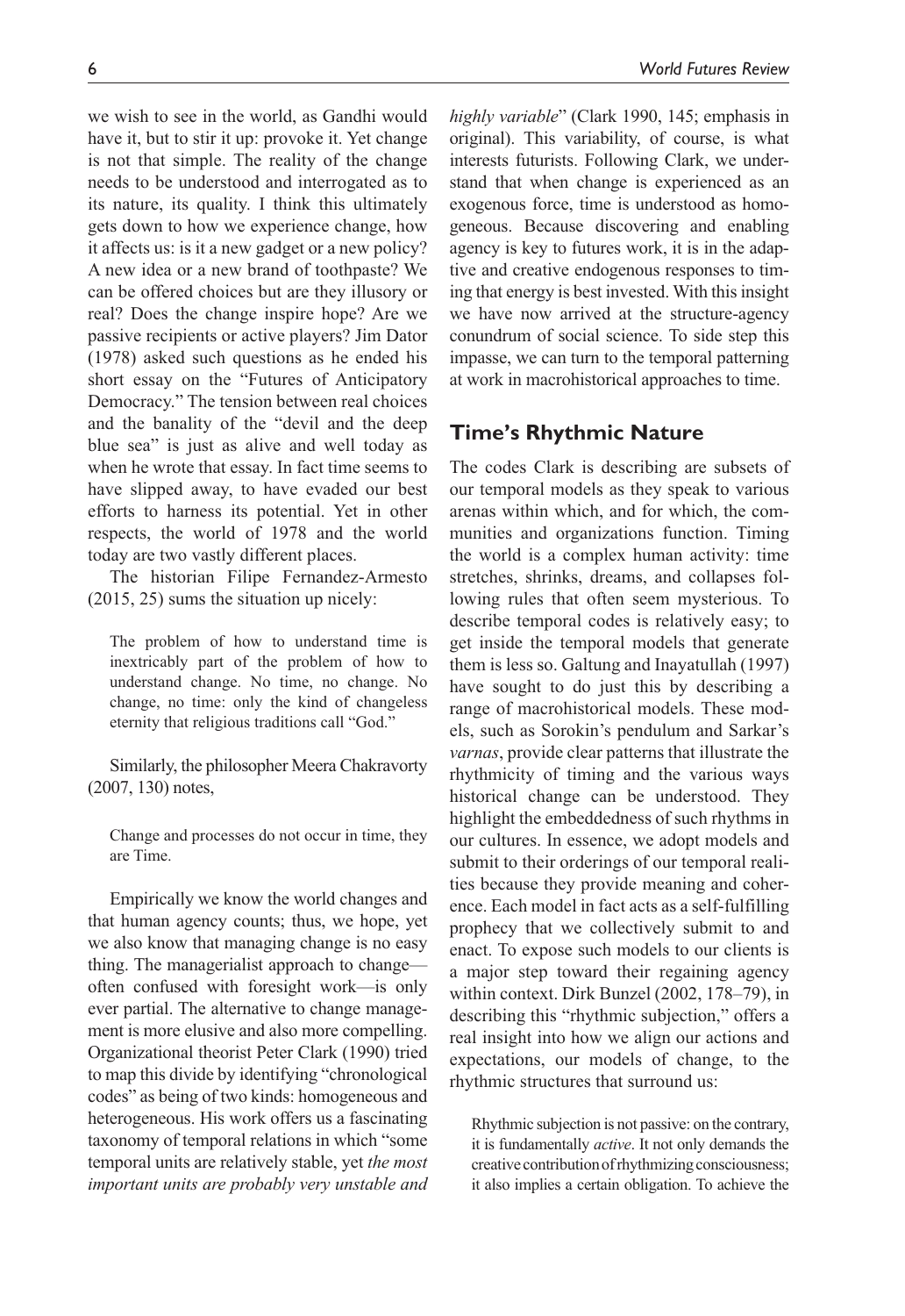we wish to see in the world, as Gandhi would have it, but to stir it up: provoke it. Yet change is not that simple. The reality of the change needs to be understood and interrogated as to its nature, its quality. I think this ultimately gets down to how we experience change, how it affects us: is it a new gadget or a new policy? A new idea or a new brand of toothpaste? We can be offered choices but are they illusory or real? Does the change inspire hope? Are we passive recipients or active players? Jim Dator (1978) asked such questions as he ended his short essay on the "Futures of Anticipatory Democracy." The tension between real choices and the banality of the "devil and the deep blue sea" is just as alive and well today as when he wrote that essay. In fact time seems to have slipped away, to have evaded our best efforts to harness its potential. Yet in other respects, the world of 1978 and the world today are two vastly different places.

The historian Filipe Fernandez-Armesto (2015, 25) sums the situation up nicely:

> The problem of how to understand time is inextricably part of the problem of how to understand change. No time, no change. No change, no time: only the kind of changeless eternity that religious traditions call "God."

Similarly, the philosopher Meera Chakravorty (2007, 130) notes,

> Change and processes do not occur in time, they are Time.

Empirically we know the world changes and that human agency counts; thus, we hope, yet we also know that managing change is no easy thing. The managerialist approach to change—often confused with foresight work—is only ever partial. The alternative to change management is more elusive and also more compelling. Organizational theorist Peter Clark (1990) tried to map this divide by identifying "chronological codes" as being of two kinds: homogeneous and heterogeneous. His work offers us a fascinating taxonomy of temporal relations in which "some temporal units are relatively stable, yet *the most important units are probably very unstable and highly variable*" (Clark 1990, 145; emphasis in original). This variability, of course, is what interests futurists. Following Clark, we understand that when change is experienced as an exogenous force, time is understood as homogeneous. Because discovering and enabling agency is key to futures work, it is in the adaptive and creative endogenous responses to timing that energy is best invested. With this insight we have now arrived at the structure-agency conundrum of social science. To side step this impasse, we can turn to the temporal patterning at work in macrohistorical approaches to time.

## Time's Rhythmic Nature

The codes Clark is describing are subsets of our temporal models as they speak to various arenas within which, and for which, the communities and organizations function. Timing the world is a complex human activity: time stretches, shrinks, dreams, and collapses following rules that often seem mysterious. To describe temporal codes is relatively easy; to get inside the temporal models that generate them is less so. Galtung and Inayatullah (1997) have sought to do just this by describing a range of macrohistorical models. These models, such as Sorokin's pendulum and Sarkar's *varnas*, provide clear patterns that illustrate the rhythmicity of timing and the various ways historical change can be understood. They highlight the embeddedness of such rhythms in our cultures. In essence, we adopt models and submit to their orderings of our temporal realities because they provide meaning and coherence. Each model in fact acts as a self-fulfilling prophecy that we collectively submit to and enact. To expose such models to our clients is a major step toward their regaining agency within context. Dirk Bunzel (2002, 178–79), in describing this "rhythmic subjection," offers a real insight into how we align our actions and expectations, our models of change, to the rhythmic structures that surround us:

> Rhythmic subjection is not passive: on the contrary, it is fundamentally *active*. It not only demands the creative contribution of rhythmizing consciousness; it also implies a certain obligation. To achieve the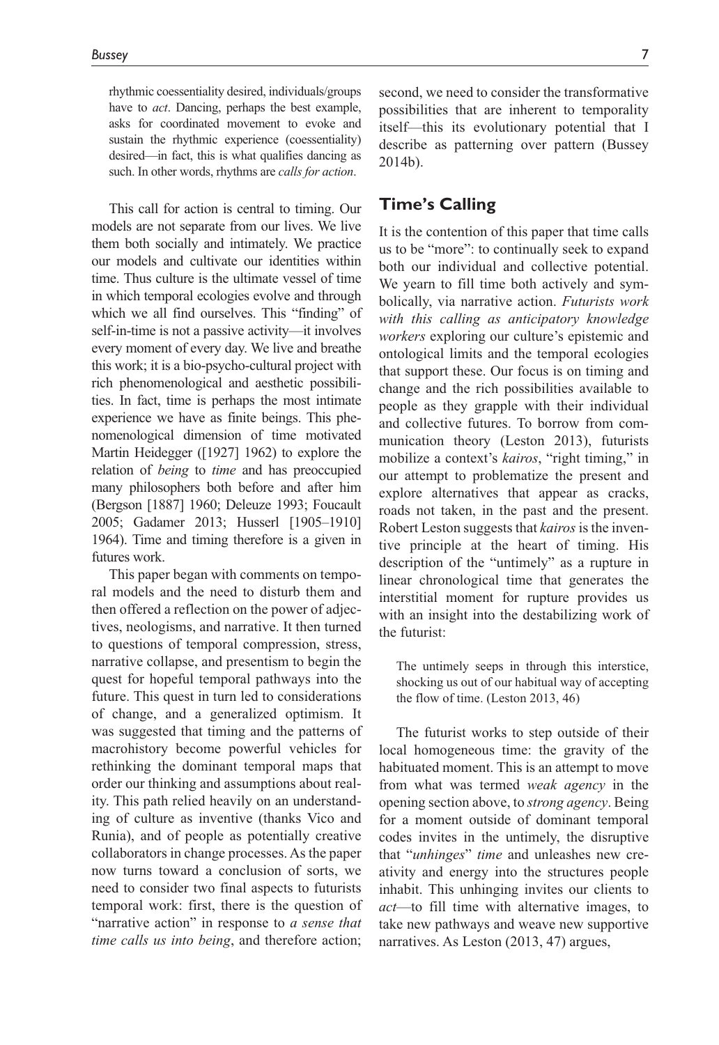> rhythmic coessentiality desired, individuals/groups have to *act*. Dancing, perhaps the best example, asks for coordinated movement to evoke and sustain the rhythmic experience (coessentiality) desired—in fact, this is what qualifies dancing as such. In other words, rhythms are *calls for action*.

This call for action is central to timing. Our models are not separate from our lives. We live them both socially and intimately. We practice our models and cultivate our identities within time. Thus culture is the ultimate vessel of time in which temporal ecologies evolve and through which we all find ourselves. This "finding" of self-in-time is not a passive activity—it involves every moment of every day. We live and breathe this work; it is a bio-psycho-cultural project with rich phenomenological and aesthetic possibilities. In fact, time is perhaps the most intimate experience we have as finite beings. This phenomenological dimension of time motivated Martin Heidegger ([1927] 1962) to explore the relation of *being* to *time* and has preoccupied many philosophers both before and after him (Bergson [1887] 1960; Deleuze 1993; Foucault 2005; Gadamer 2013; Husserl [1905–1910] 1964). Time and timing therefore is a given in futures work.

This paper began with comments on temporal models and the need to disturb them and then offered a reflection on the power of adjectives, neologisms, and narrative. It then turned to questions of temporal compression, stress, narrative collapse, and presentism to begin the quest for hopeful temporal pathways into the future. This quest in turn led to considerations of change, and a generalized optimism. It was suggested that timing and the patterns of macrohistory become powerful vehicles for rethinking the dominant temporal maps that order our thinking and assumptions about reality. This path relied heavily on an understanding of culture as inventive (thanks Vico and Runia), and of people as potentially creative collaborators in change processes. As the paper now turns toward a conclusion of sorts, we need to consider two final aspects to futurists temporal work: first, there is the question of "narrative action" in response to *a sense that time calls us into being*, and therefore action; second, we need to consider the transformative possibilities that are inherent to temporality itself—this its evolutionary potential that I describe as patterning over pattern (Bussey 2014b).

## Time's Calling

It is the contention of this paper that time calls us to be "more": to continually seek to expand both our individual and collective potential. We yearn to fill time both actively and symbolically, via narrative action. *Futurists work with this calling as anticipatory knowledge workers* exploring our culture's epistemic and ontological limits and the temporal ecologies that support these. Our focus is on timing and change and the rich possibilities available to people as they grapple with their individual and collective futures. To borrow from communication theory (Leston 2013), futurists mobilize a context's *kairos*, "right timing," in our attempt to problematize the present and explore alternatives that appear as cracks, roads not taken, in the past and the present. Robert Leston suggests that *kairos* is the inventive principle at the heart of timing. His description of the "untimely" as a rupture in linear chronological time that generates the interstitial moment for rupture provides us with an insight into the destabilizing work of the futurist:

> The untimely seeps in through this interstice, shocking us out of our habitual way of accepting the flow of time. (Leston 2013, 46)

The futurist works to step outside of their local homogeneous time: the gravity of the habituated moment. This is an attempt to move from what was termed *weak agency* in the opening section above, to *strong agency*. Being for a moment outside of dominant temporal codes invites in the untimely, the disruptive that "*unhinges*" *time* and unleashes new creativity and energy into the structures people inhabit. This unhinging invites our clients to *act*—to fill time with alternative images, to take new pathways and weave new supportive narratives. As Leston (2013, 47) argues,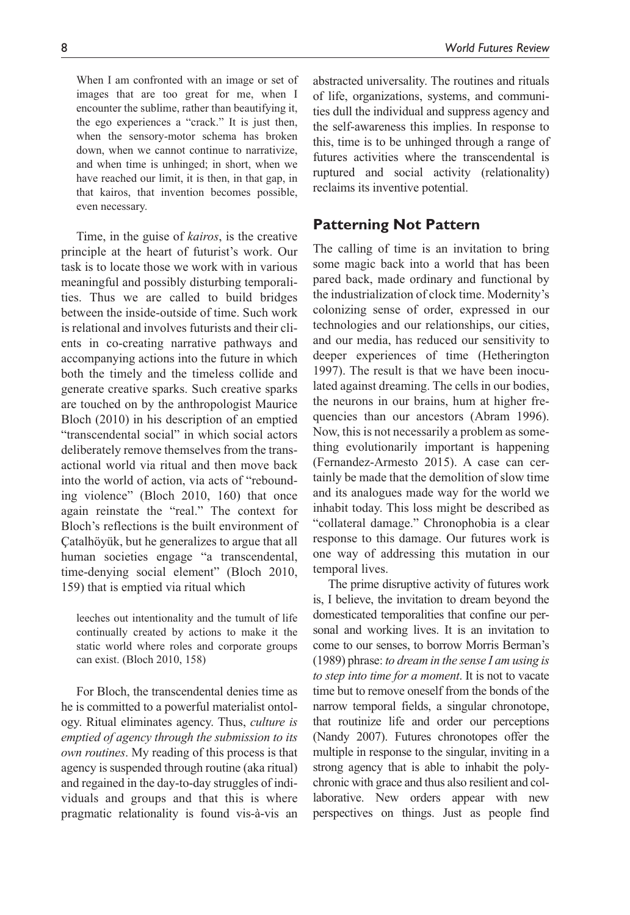> When I am confronted with an image or set of images that are too great for me, when I encounter the sublime, rather than beautifying it, the ego experiences a "crack." It is just then, when the sensory-motor schema has broken down, when we cannot continue to narrativize, and when time is unhinged; in short, when we have reached our limit, it is then, in that gap, in that kairos, that invention becomes possible, even necessary.

Time, in the guise of *kairos*, is the creative principle at the heart of futurist's work. Our task is to locate those we work with in various meaningful and possibly disturbing temporalities. Thus we are called to build bridges between the inside-outside of time. Such work is relational and involves futurists and their clients in co-creating narrative pathways and accompanying actions into the future in which both the timely and the timeless collide and generate creative sparks. Such creative sparks are touched on by the anthropologist Maurice Bloch (2010) in his description of an emptied "transcendental social" in which social actors deliberately remove themselves from the transactional world via ritual and then move back into the world of action, via acts of "rebounding violence" (Bloch 2010, 160) that once again reinstate the "real." The context for Bloch's reflections is the built environment of Çatalhöyük, but he generalizes to argue that all human societies engage "a transcendental, time-denying social element" (Bloch 2010, 159) that is emptied via ritual which

> leeches out intentionality and the tumult of life continually created by actions to make it the static world where roles and corporate groups can exist. (Bloch 2010, 158)

For Bloch, the transcendental denies time as he is committed to a powerful materialist ontology. Ritual eliminates agency. Thus, *culture is emptied of agency through the submission to its own routines*. My reading of this process is that agency is suspended through routine (aka ritual) and regained in the day-to-day struggles of individuals and groups and that this is where pragmatic relationality is found vis-à-vis an abstracted universality. The routines and rituals of life, organizations, systems, and communities dull the individual and suppress agency and the self-awareness this implies. In response to this, time is to be unhinged through a range of futures activities where the transcendental is ruptured and social activity (relationality) reclaims its inventive potential.

## Patterning Not Pattern

The calling of time is an invitation to bring some magic back into a world that has been pared back, made ordinary and functional by the industrialization of clock time. Modernity's colonizing sense of order, expressed in our technologies and our relationships, our cities, and our media, has reduced our sensitivity to deeper experiences of time (Hetherington 1997). The result is that we have been inoculated against dreaming. The cells in our bodies, the neurons in our brains, hum at higher frequencies than our ancestors (Abram 1996). Now, this is not necessarily a problem as something evolutionarily important is happening (Fernandez-Armesto 2015). A case can certainly be made that the demolition of slow time and its analogues made way for the world we inhabit today. This loss might be described as "collateral damage." Chronophobia is a clear response to this damage. Our futures work is one way of addressing this mutation in our temporal lives.

The prime disruptive activity of futures work is, I believe, the invitation to dream beyond the domesticated temporalities that confine our personal and working lives. It is an invitation to come to our senses, to borrow Morris Berman's (1989) phrase: *to dream in the sense I am using is to step into time for a moment*. It is not to vacate time but to remove oneself from the bonds of the narrow temporal fields, a singular chronotope, that routinize life and order our perceptions (Nandy 2007). Futures chronotopes offer the multiple in response to the singular, inviting in a strong agency that is able to inhabit the polychronic with grace and thus also resilient and collaborative. New orders appear with new perspectives on things. Just as people find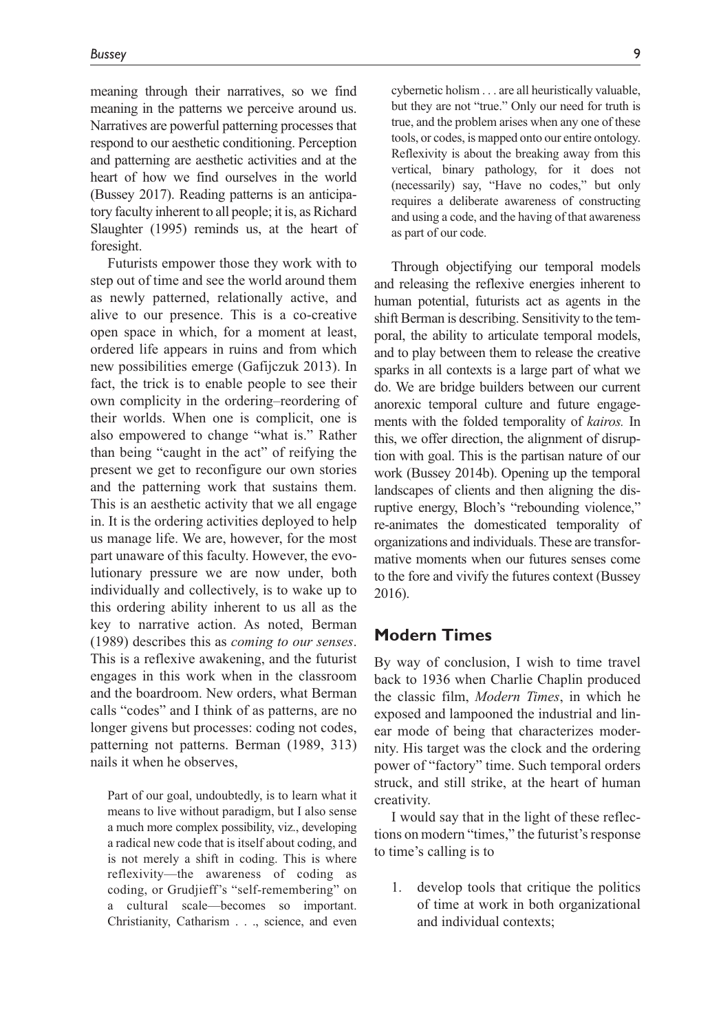meaning through their narratives, so we find meaning in the patterns we perceive around us. Narratives are powerful patterning processes that respond to our aesthetic conditioning. Perception and patterning are aesthetic activities and at the heart of how we find ourselves in the world (Bussey 2017). Reading patterns is an anticipatory faculty inherent to all people; it is, as Richard Slaughter (1995) reminds us, at the heart of foresight.

Futurists empower those they work with to step out of time and see the world around them as newly patterned, relationally active, and alive to our presence. This is a co-creative open space in which, for a moment at least, ordered life appears in ruins and from which new possibilities emerge (Gafijczuk 2013). In fact, the trick is to enable people to see their own complicity in the ordering–reordering of their worlds. When one is complicit, one is also empowered to change "what is." Rather than being "caught in the act" of reifying the present we get to reconfigure our own stories and the patterning work that sustains them. This is an aesthetic activity that we all engage in. It is the ordering activities deployed to help us manage life. We are, however, for the most part unaware of this faculty. However, the evolutionary pressure we are now under, both individually and collectively, is to wake up to this ordering ability inherent to us all as the key to narrative action. As noted, Berman (1989) describes this as *coming to our senses*. This is a reflexive awakening, and the futurist engages in this work when in the classroom and the boardroom. New orders, what Berman calls "codes" and I think of as patterns, are no longer givens but processes: coding not codes, patterning not patterns. Berman (1989, 313) nails it when he observes,

> Part of our goal, undoubtedly, is to learn what it means to live without paradigm, but I also sense a much more complex possibility, viz., developing a radical new code that is itself about coding, and is not merely a shift in coding. This is where reflexivity—the awareness of coding as coding, or Grudjieff's "self-remembering" on a cultural scale—becomes so important. Christianity, Catharism . . ., science, and even cybernetic holism . . . are all heuristically valuable, but they are not "true." Only our need for truth is true, and the problem arises when any one of these tools, or codes, is mapped onto our entire ontology. Reflexivity is about the breaking away from this vertical, binary pathology, for it does not (necessarily) say, "Have no codes," but only requires a deliberate awareness of constructing and using a code, and the having of that awareness as part of our code.

Through objectifying our temporal models and releasing the reflexive energies inherent to human potential, futurists act as agents in the shift Berman is describing. Sensitivity to the temporal, the ability to articulate temporal models, and to play between them to release the creative sparks in all contexts is a large part of what we do. We are bridge builders between our current anorexic temporal culture and future engagements with the folded temporality of *kairos.* In this, we offer direction, the alignment of disruption with goal. This is the partisan nature of our work (Bussey 2014b). Opening up the temporal landscapes of clients and then aligning the disruptive energy, Bloch's "rebounding violence," re-animates the domesticated temporality of organizations and individuals. These are transformative moments when our futures senses come to the fore and vivify the futures context (Bussey 2016).

## Modern Times

By way of conclusion, I wish to time travel back to 1936 when Charlie Chaplin produced the classic film, *Modern Times*, in which he exposed and lampooned the industrial and linear mode of being that characterizes modernity. His target was the clock and the ordering power of "factory" time. Such temporal orders struck, and still strike, at the heart of human creativity.

I would say that in the light of these reflections on modern "times," the futurist's response to time's calling is to

1. develop tools that critique the politics of time at work in both organizational and individual contexts;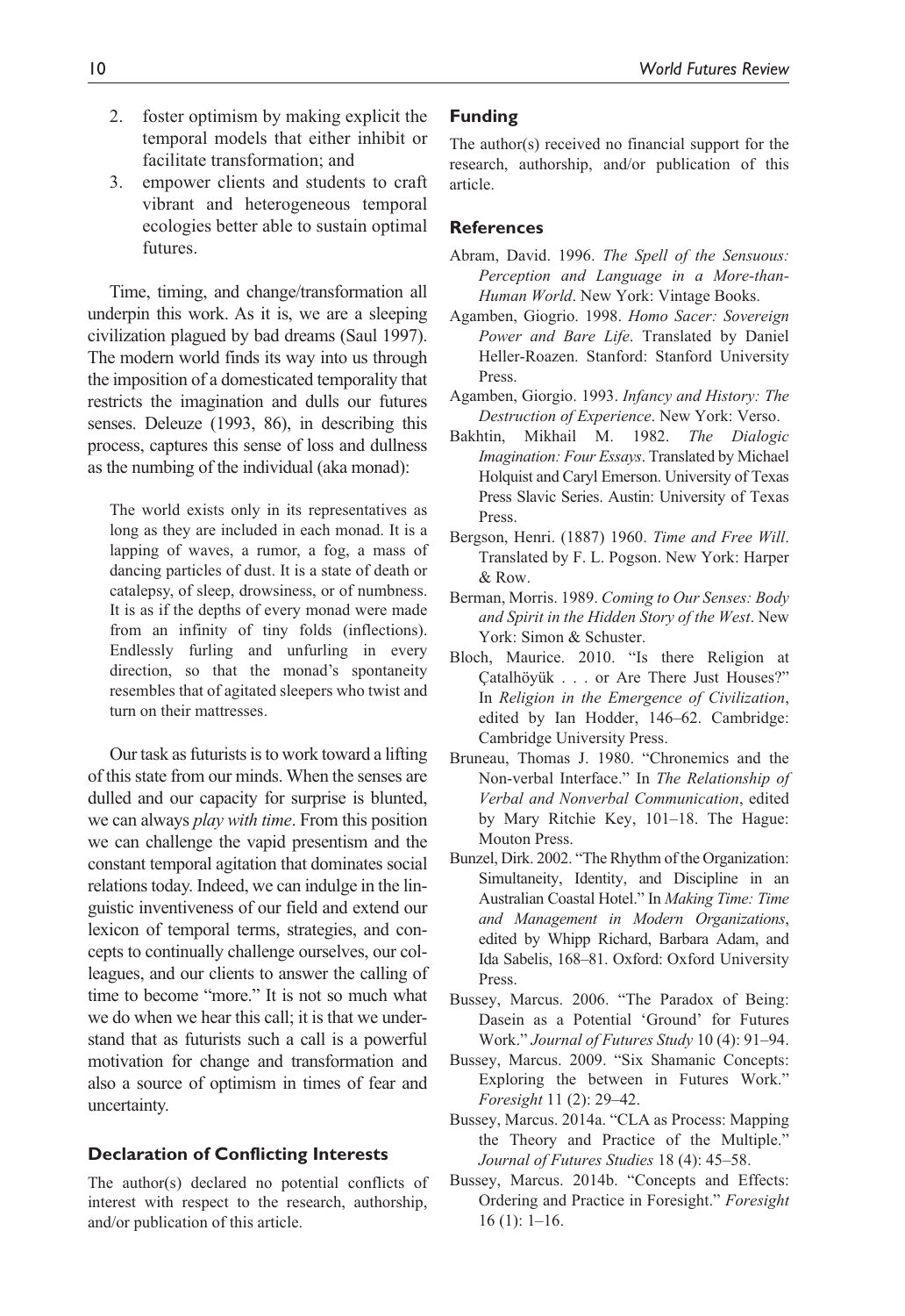2. foster optimism by making explicit the temporal models that either inhibit or facilitate transformation; and
3. empower clients and students to craft vibrant and heterogeneous temporal ecologies better able to sustain optimal futures.

Time, timing, and change/transformation all underpin this work. As it is, we are a sleeping civilization plagued by bad dreams (Saul 1997). The modern world finds its way into us through the imposition of a domesticated temporality that restricts the imagination and dulls our futures senses. Deleuze (1993, 86), in describing this process, captures this sense of loss and dullness as the numbing of the individual (aka monad):

> The world exists only in its representatives as long as they are included in each monad. It is a lapping of waves, a rumor, a fog, a mass of dancing particles of dust. It is a state of death or catalepsy, of sleep, drowsiness, or of numbness. It is as if the depths of every monad were made from an infinity of tiny folds (inflections). Endlessly furling and unfurling in every direction, so that the monad's spontaneity resembles that of agitated sleepers who twist and turn on their mattresses.

Our task as futurists is to work toward a lifting of this state from our minds. When the senses are dulled and our capacity for surprise is blunted, we can always *play with time*. From this position we can challenge the vapid presentism and the constant temporal agitation that dominates social relations today. Indeed, we can indulge in the linguistic inventiveness of our field and extend our lexicon of temporal terms, strategies, and concepts to continually challenge ourselves, our colleagues, and our clients to answer the calling of time to become "more." It is not so much what we do when we hear this call; it is that we understand that as futurists such a call is a powerful motivation for change and transformation and also a source of optimism in times of fear and uncertainty.

## Declaration of Conflicting Interests

The author(s) declared no potential conflicts of interest with respect to the research, authorship, and/or publication of this article.

## Funding

The author(s) received no financial support for the research, authorship, and/or publication of this article.

## References

Abram, David. 1996. *The Spell of the Sensuous: Perception and Language in a More-than-Human World*. New York: Vintage Books.

Agamben, Giogrio. 1998. *Homo Sacer: Sovereign Power and Bare Life*. Translated by Daniel Heller-Roazen. Stanford: Stanford University Press.

Agamben, Giorgio. 1993. *Infancy and History: The Destruction of Experience*. New York: Verso.

Bakhtin, Mikhail M. 1982. *The Dialogic Imagination: Four Essays*. Translated by Michael Holquist and Caryl Emerson. University of Texas Press Slavic Series. Austin: University of Texas Press.

Bergson, Henri. (1887) 1960. *Time and Free Will*. Translated by F. L. Pogson. New York: Harper & Row.

Berman, Morris. 1989. *Coming to Our Senses: Body and Spirit in the Hidden Story of the West*. New York: Simon & Schuster.

Bloch, Maurice. 2010. "Is there Religion at Çatalhöyük . . . or Are There Just Houses?" In *Religion in the Emergence of Civilization*, edited by Ian Hodder, 146–62. Cambridge: Cambridge University Press.

Bruneau, Thomas J. 1980. "Chronemics and the Non-verbal Interface." In *The Relationship of Verbal and Nonverbal Communication*, edited by Mary Ritchie Key, 101–18. The Hague: Mouton Press.

Bunzel, Dirk. 2002. "The Rhythm of the Organization: Simultaneity, Identity, and Discipline in an Australian Coastal Hotel." In *Making Time: Time and Management in Modern Organizations*, edited by Whipp Richard, Barbara Adam, and Ida Sabelis, 168–81. Oxford: Oxford University Press.

Bussey, Marcus. 2006. "The Paradox of Being: Dasein as a Potential 'Ground' for Futures Work." *Journal of Futures Study* 10 (4): 91–94.

Bussey, Marcus. 2009. "Six Shamanic Concepts: Exploring the between in Futures Work." *Foresight* 11 (2): 29–42.

Bussey, Marcus. 2014a. "CLA as Process: Mapping the Theory and Practice of the Multiple." *Journal of Futures Studies* 18 (4): 45–58.

Bussey, Marcus. 2014b. "Concepts and Effects: Ordering and Practice in Foresight." *Foresight* 16 (1): 1–16.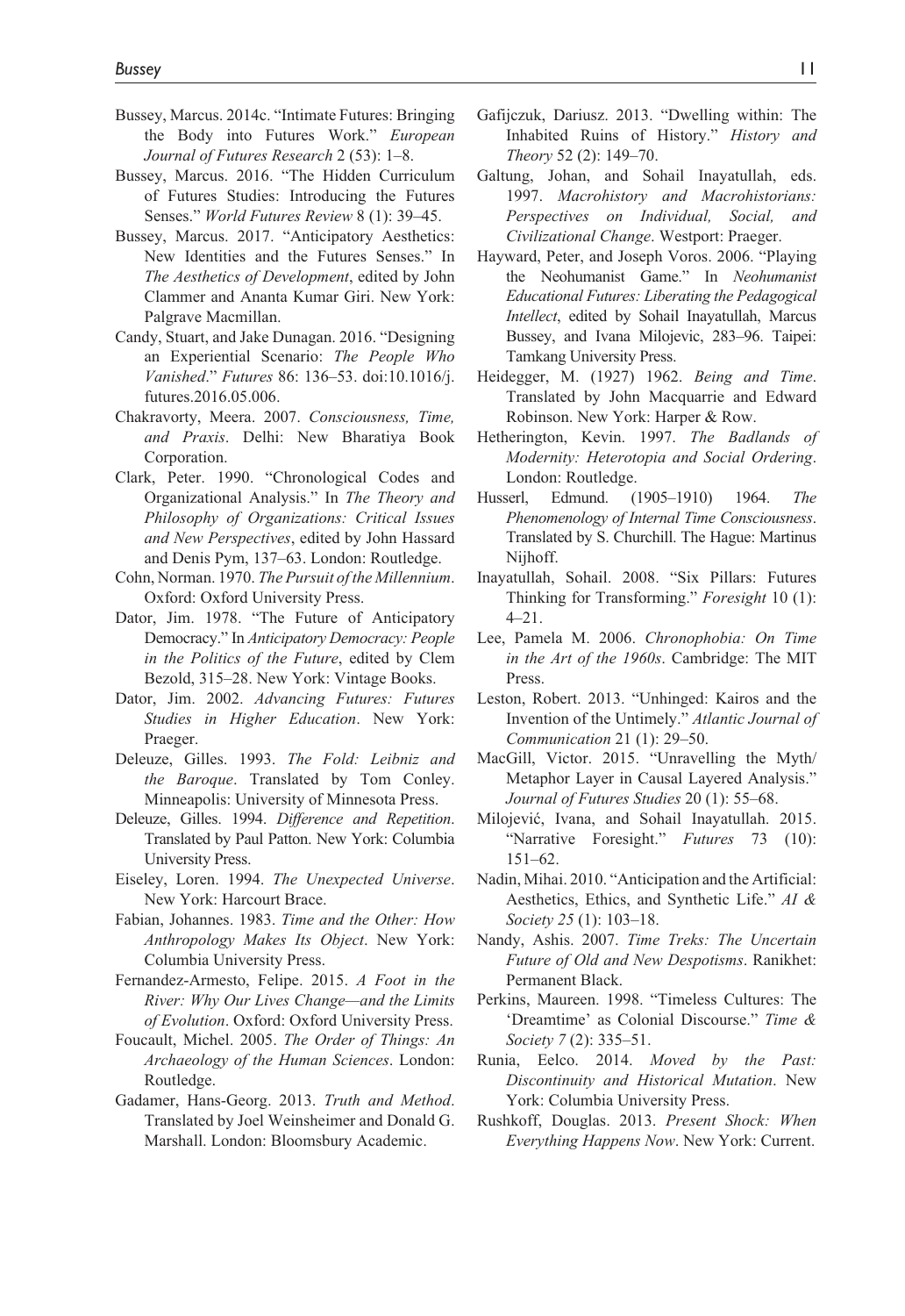Bussey, Marcus. 2014c. "Intimate Futures: Bringing the Body into Futures Work." *European Journal of Futures Research* 2 (53): 1–8.

Bussey, Marcus. 2016. "The Hidden Curriculum of Futures Studies: Introducing the Futures Senses." *World Futures Review* 8 (1): 39–45.

Bussey, Marcus. 2017. "Anticipatory Aesthetics: New Identities and the Futures Senses." In *The Aesthetics of Development*, edited by John Clammer and Ananta Kumar Giri. New York: Palgrave Macmillan.

Candy, Stuart, and Jake Dunagan. 2016. "Designing an Experiential Scenario: *The People Who Vanished*." *Futures* 86: 136–53. doi:10.1016/j.futures.2016.05.006.

Chakravorty, Meera. 2007. *Consciousness, Time, and Praxis*. Delhi: New Bharatiya Book Corporation.

Clark, Peter. 1990. "Chronological Codes and Organizational Analysis." In *The Theory and Philosophy of Organizations: Critical Issues and New Perspectives*, edited by John Hassard and Denis Pym, 137–63. London: Routledge.

Cohn, Norman. 1970. *The Pursuit of the Millennium*. Oxford: Oxford University Press.

Dator, Jim. 1978. "The Future of Anticipatory Democracy." In *Anticipatory Democracy: People in the Politics of the Future*, edited by Clem Bezold, 315–28. New York: Vintage Books.

Dator, Jim. 2002. *Advancing Futures: Futures Studies in Higher Education*. New York: Praeger.

Deleuze, Gilles. 1993. *The Fold: Leibniz and the Baroque*. Translated by Tom Conley. Minneapolis: University of Minnesota Press.

Deleuze, Gilles. 1994. *Difference and Repetition*. Translated by Paul Patton. New York: Columbia University Press.

Eiseley, Loren. 1994. *The Unexpected Universe*. New York: Harcourt Brace.

Fabian, Johannes. 1983. *Time and the Other: How Anthropology Makes Its Object*. New York: Columbia University Press.

Fernandez-Armesto, Felipe. 2015. *A Foot in the River: Why Our Lives Change—and the Limits of Evolution*. Oxford: Oxford University Press.

Foucault, Michel. 2005. *The Order of Things: An Archaeology of the Human Sciences*. London: Routledge.

Gadamer, Hans-Georg. 2013. *Truth and Method*. Translated by Joel Weinsheimer and Donald G. Marshall. London: Bloomsbury Academic.

Gafijczuk, Dariusz. 2013. "Dwelling within: The Inhabited Ruins of History." *History and Theory* 52 (2): 149–70.

Galtung, Johan, and Sohail Inayatullah, eds. 1997. *Macrohistory and Macrohistorians: Perspectives on Individual, Social, and Civilizational Change*. Westport: Praeger.

Hayward, Peter, and Joseph Voros. 2006. "Playing the Neohumanist Game." In *Neohumanist Educational Futures: Liberating the Pedagogical Intellect*, edited by Sohail Inayatullah, Marcus Bussey, and Ivana Milojevic, 283–96. Taipei: Tamkang University Press.

Heidegger, M. (1927) 1962. *Being and Time*. Translated by John Macquarrie and Edward Robinson. New York: Harper & Row.

Hetherington, Kevin. 1997. *The Badlands of Modernity: Heterotopia and Social Ordering*. London: Routledge.

Husserl, Edmund. (1905–1910) 1964. *The Phenomenology of Internal Time Consciousness*. Translated by S. Churchill. The Hague: Martinus Nijhoff.

Inayatullah, Sohail. 2008. "Six Pillars: Futures Thinking for Transforming." *Foresight* 10 (1): 4–21.

Lee, Pamela M. 2006. *Chronophobia: On Time in the Art of the 1960s*. Cambridge: The MIT Press.

Leston, Robert. 2013. "Unhinged: Kairos and the Invention of the Untimely." *Atlantic Journal of Communication* 21 (1): 29–50.

MacGill, Victor. 2015. "Unravelling the Myth/Metaphor Layer in Causal Layered Analysis." *Journal of Futures Studies* 20 (1): 55–68.

Milojević, Ivana, and Sohail Inayatullah. 2015. "Narrative Foresight." *Futures* 73 (10): 151–62.

Nadin, Mihai. 2010. "Anticipation and the Artificial: Aesthetics, Ethics, and Synthetic Life." *AI & Society 25* (1): 103–18.

Nandy, Ashis. 2007. *Time Treks: The Uncertain Future of Old and New Despotisms*. Ranikhet: Permanent Black.

Perkins, Maureen. 1998. "Timeless Cultures: The 'Dreamtime' as Colonial Discourse." *Time & Society 7* (2): 335–51.

Runia, Eelco. 2014. *Moved by the Past: Discontinuity and Historical Mutation*. New York: Columbia University Press.

Rushkoff, Douglas. 2013. *Present Shock: When Everything Happens Now*. New York: Current.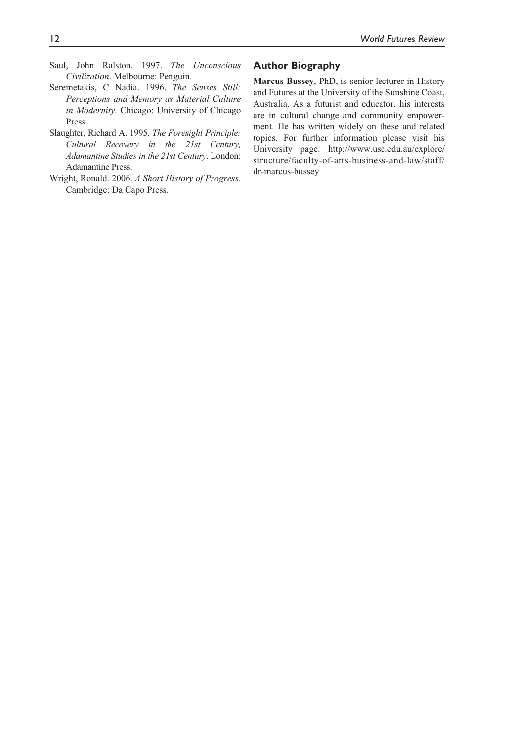Saul, John Ralston. 1997. *The Unconscious Civilization*. Melbourne: Penguin.

Seremetakis, C Nadia. 1996. *The Senses Still: Perceptions and Memory as Material Culture in Modernity*. Chicago: University of Chicago Press.

Slaughter, Richard A. 1995. *The Foresight Principle: Cultural Recovery in the 21st Century, Adamantine Studies in the 21st Century*. London: Adamantine Press.

Wright, Ronald. 2006. *A Short History of Progress*. Cambridge: Da Capo Press.

## Author Biography

**Marcus Bussey**, PhD, is senior lecturer in History and Futures at the University of the Sunshine Coast, Australia. As a futurist and educator, his interests are in cultural change and community empowerment. He has written widely on these and related topics. For further information please visit his University page: http://www.usc.edu.au/explore/structure/faculty-of-arts-business-and-law/staff/dr-marcus-bussey